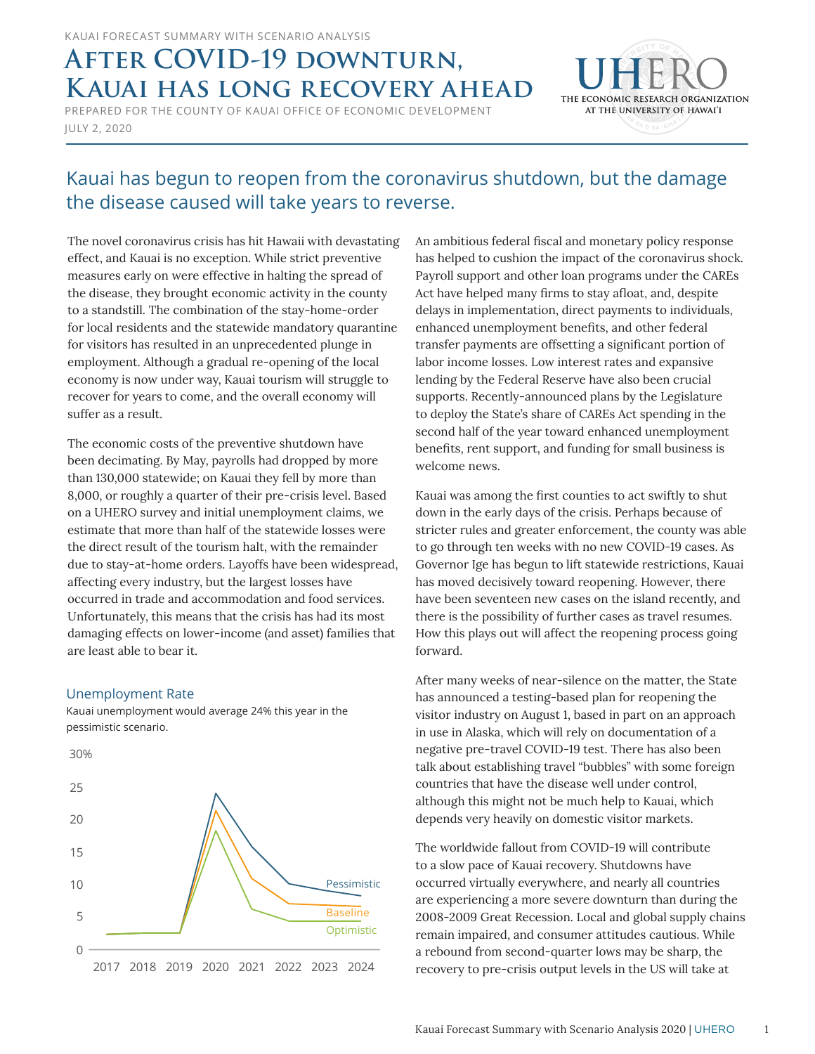KAUAI FORECAST SUMMARY WITH SCENARIO ANALYSIS

# After COVID-19 downturn, Kauai has long recovery ahead

PREPARED FOR THE COUNTY OF KAUAI OFFICE OF ECONOMIC DEVELOPMENT

JULY 2, 2020

## Kauai has begun to reopen from the coronavirus shutdown, but the damage the disease caused will take years to reverse.

The novel coronavirus crisis has hit Hawaii with devastating effect, and Kauai is no exception. While strict preventive measures early on were effective in halting the spread of the disease, they brought economic activity in the county to a standstill. The combination of the stay-home-order for local residents and the statewide mandatory quarantine for visitors has resulted in an unprecedented plunge in employment. Although a gradual re-opening of the local economy is now under way, Kauai tourism will struggle to recover for years to come, and the overall economy will suffer as a result.

The economic costs of the preventive shutdown have been decimating. By May, payrolls had dropped by more than 130,000 statewide; on Kauai they fell by more than 8,000, or roughly a quarter of their pre-crisis level. Based on a UHERO survey and initial unemployment claims, we estimate that more than half of the statewide losses were the direct result of the tourism halt, with the remainder due to stay-at-home orders. Layoffs have been widespread, affecting every industry, but the largest losses have occurred in trade and accommodation and food services. Unfortunately, this means that the crisis has had its most damaging effects on lower-income (and asset) families that are least able to bear it.

### Unemployment Rate

Kauai unemployment would average 24% this year in the pessimistic scenario.

An ambitious federal fiscal and monetary policy response has helped to cushion the impact of the coronavirus shock. Payroll support and other loan programs under the CAREs Act have helped many firms to stay afloat, and, despite delays in implementation, direct payments to individuals, enhanced unemployment benefits, and other federal transfer payments are offsetting a significant portion of labor income losses. Low interest rates and expansive lending by the Federal Reserve have also been crucial supports. Recently-announced plans by the Legislature to deploy the State's share of CAREs Act spending in the second half of the year toward enhanced unemployment benefits, rent support, and funding for small business is welcome news.

Kauai was among the first counties to act swiftly to shut down in the early days of the crisis. Perhaps because of stricter rules and greater enforcement, the county was able to go through ten weeks with no new COVID-19 cases. As Governor Ige has begun to lift statewide restrictions, Kauai has moved decisively toward reopening. However, there have been seventeen new cases on the island recently, and there is the possibility of further cases as travel resumes. How this plays out will affect the reopening process going forward.

After many weeks of near-silence on the matter, the State has announced a testing-based plan for reopening the visitor industry on August 1, based in part on an approach in use in Alaska, which will rely on documentation of a negative pre-travel COVID-19 test. There has also been talk about establishing travel "bubbles" with some foreign countries that have the disease well under control, although this might not be much help to Kauai, which depends very heavily on domestic visitor markets.

The worldwide fallout from COVID-19 will contribute to a slow pace of Kauai recovery. Shutdowns have occurred virtually everywhere, and nearly all countries are experiencing a more severe downturn than during the 2008-2009 Great Recession. Local and global supply chains remain impaired, and consumer attitudes cautious. While a rebound from second-quarter lows may be sharp, the recovery to pre-crisis output levels in the US will take at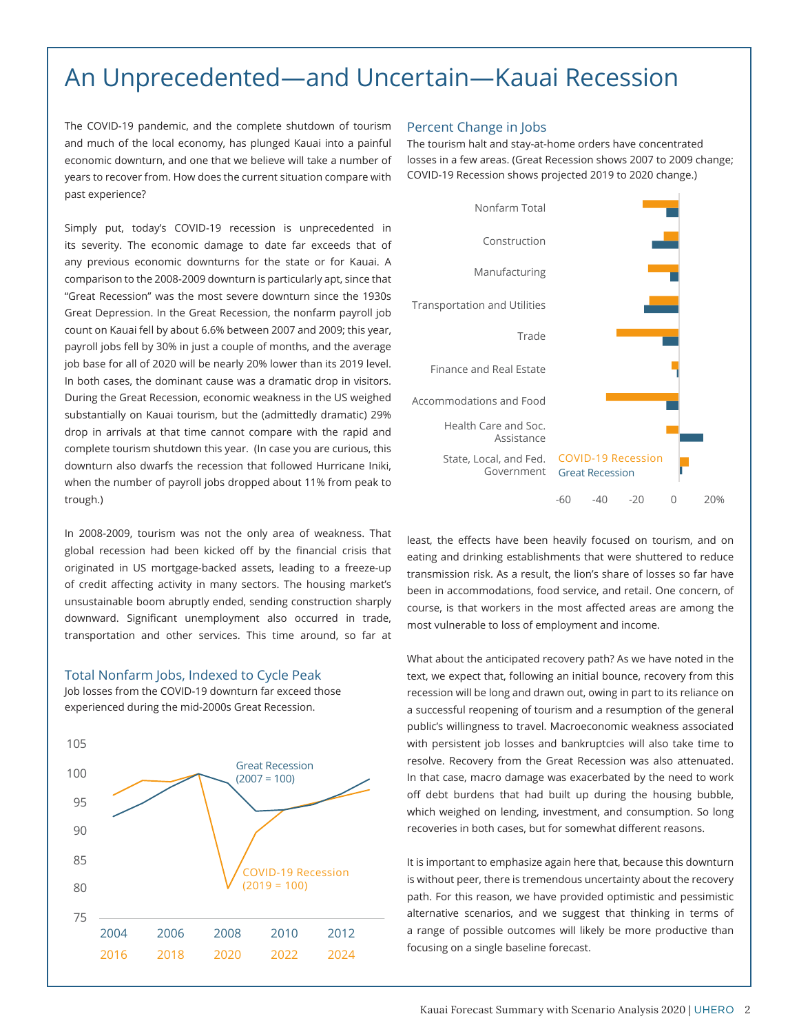# An Unprecedented—and Uncertain—Kauai Recession

The COVID-19 pandemic, and the complete shutdown of tourism and much of the local economy, has plunged Kauai into a painful economic downturn, and one that we believe will take a number of years to recover from. How does the current situation compare with past experience?

Simply put, today's COVID-19 recession is unprecedented in its severity. The economic damage to date far exceeds that of any previous economic downturns for the state or for Kauai. A comparison to the 2008-2009 downturn is particularly apt, since that "Great Recession" was the most severe downturn since the 1930s Great Depression. In the Great Recession, the nonfarm payroll job count on Kauai fell by about 6.6% between 2007 and 2009; this year, payroll jobs fell by 30% in just a couple of months, and the average job base for all of 2020 will be nearly 20% lower than its 2019 level. In both cases, the dominant cause was a dramatic drop in visitors. During the Great Recession, economic weakness in the US weighed substantially on Kauai tourism, but the (admittedly dramatic) 29% drop in arrivals at that time cannot compare with the rapid and complete tourism shutdown this year. (In case you are curious, this downturn also dwarfs the recession that followed Hurricane Iniki, when the number of payroll jobs dropped about 11% from peak to trough.)

In 2008-2009, tourism was not the only area of weakness. That global recession had been kicked off by the financial crisis that originated in US mortgage-backed assets, leading to a freeze-up of credit affecting activity in many sectors. The housing market's unsustainable boom abruptly ended, sending construction sharply downward. Significant unemployment also occurred in trade, transportation and other services. This time around, so far at least, the effects have been heavily focused on tourism, and on eating and drinking establishments that were shuttered to reduce transmission risk. As a result, the lion's share of losses so far have been in accommodations, food service, and retail. One concern, of course, is that workers in the most affected areas are among the most vulnerable to loss of employment and income.

### Total Nonfarm Jobs, Indexed to Cycle Peak

Job losses from the COVID-19 downturn far exceed those experienced during the mid-2000s Great Recession.

### Percent Change in Jobs

The tourism halt and stay-at-home orders have concentrated losses in a few areas. (Great Recession shows 2007 to 2009 change; COVID-19 Recession shows projected 2019 to 2020 change.)

What about the anticipated recovery path? As we have noted in the text, we expect that, following an initial bounce, recovery from this recession will be long and drawn out, owing in part to its reliance on a successful reopening of tourism and a resumption of the general public's willingness to travel. Macroeconomic weakness associated with persistent job losses and bankruptcies will also take time to resolve. Recovery from the Great Recession was also attenuated. In that case, macro damage was exacerbated by the need to work off debt burdens that had built up during the housing bubble, which weighed on lending, investment, and consumption. So long recoveries in both cases, but for somewhat different reasons.

It is important to emphasize again here that, because this downturn is without peer, there is tremendous uncertainty about the recovery path. For this reason, we have provided optimistic and pessimistic alternative scenarios, and we suggest that thinking in terms of a range of possible outcomes will likely be more productive than focusing on a single baseline forecast.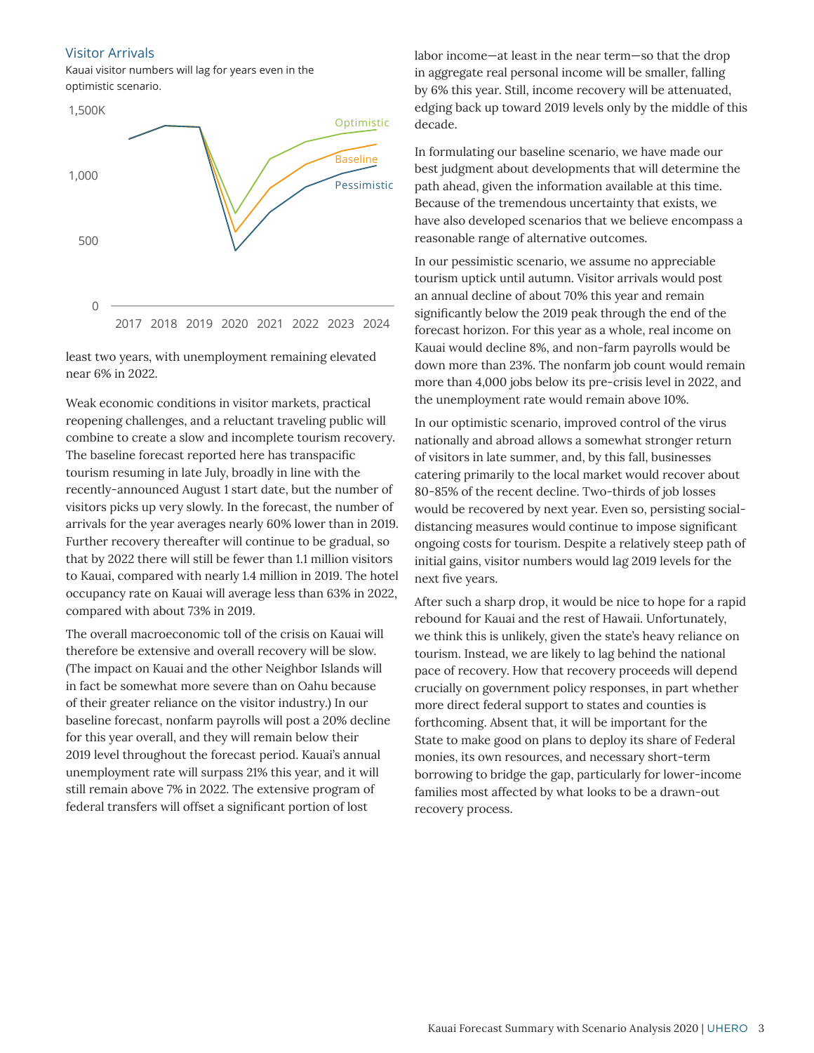### Visitor Arrivals

Kauai visitor numbers will lag for years even in the optimistic scenario.

least two years, with unemployment remaining elevated near 6% in 2022.

Weak economic conditions in visitor markets, practical reopening challenges, and a reluctant traveling public will combine to create a slow and incomplete tourism recovery. The baseline forecast reported here has transpacific tourism resuming in late July, broadly in line with the recently-announced August 1 start date, but the number of visitors picks up very slowly. In the forecast, the number of arrivals for the year averages nearly 60% lower than in 2019. Further recovery thereafter will continue to be gradual, so that by 2022 there will still be fewer than 1.1 million visitors to Kauai, compared with nearly 1.4 million in 2019. The hotel occupancy rate on Kauai will average less than 63% in 2022, compared with about 73% in 2019.

The overall macroeconomic toll of the crisis on Kauai will therefore be extensive and overall recovery will be slow. (The impact on Kauai and the other Neighbor Islands will in fact be somewhat more severe than on Oahu because of their greater reliance on the visitor industry.) In our baseline forecast, nonfarm payrolls will post a 20% decline for this year overall, and they will remain below their 2019 level throughout the forecast period. Kauai's annual unemployment rate will surpass 21% this year, and it will still remain above 7% in 2022. The extensive program of federal transfers will offset a significant portion of lost labor income—at least in the near term—so that the drop in aggregate real personal income will be smaller, falling by 6% this year. Still, income recovery will be attenuated, edging back up toward 2019 levels only by the middle of this decade.

In formulating our baseline scenario, we have made our best judgment about developments that will determine the path ahead, given the information available at this time. Because of the tremendous uncertainty that exists, we have also developed scenarios that we believe encompass a reasonable range of alternative outcomes.

In our pessimistic scenario, we assume no appreciable tourism uptick until autumn. Visitor arrivals would post an annual decline of about 70% this year and remain significantly below the 2019 peak through the end of the forecast horizon. For this year as a whole, real income on Kauai would decline 8%, and non-farm payrolls would be down more than 23%. The nonfarm job count would remain more than 4,000 jobs below its pre-crisis level in 2022, and the unemployment rate would remain above 10%.

In our optimistic scenario, improved control of the virus nationally and abroad allows a somewhat stronger return of visitors in late summer, and, by this fall, businesses catering primarily to the local market would recover about 80-85% of the recent decline. Two-thirds of job losses would be recovered by next year. Even so, persisting social-distancing measures would continue to impose significant ongoing costs for tourism. Despite a relatively steep path of initial gains, visitor numbers would lag 2019 levels for the next five years.

After such a sharp drop, it would be nice to hope for a rapid rebound for Kauai and the rest of Hawaii. Unfortunately, we think this is unlikely, given the state's heavy reliance on tourism. Instead, we are likely to lag behind the national pace of recovery. How that recovery proceeds will depend crucially on government policy responses, in part whether more direct federal support to states and counties is forthcoming. Absent that, it will be important for the State to make good on plans to deploy its share of Federal monies, its own resources, and necessary short-term borrowing to bridge the gap, particularly for lower-income families most affected by what looks to be a drawn-out recovery process.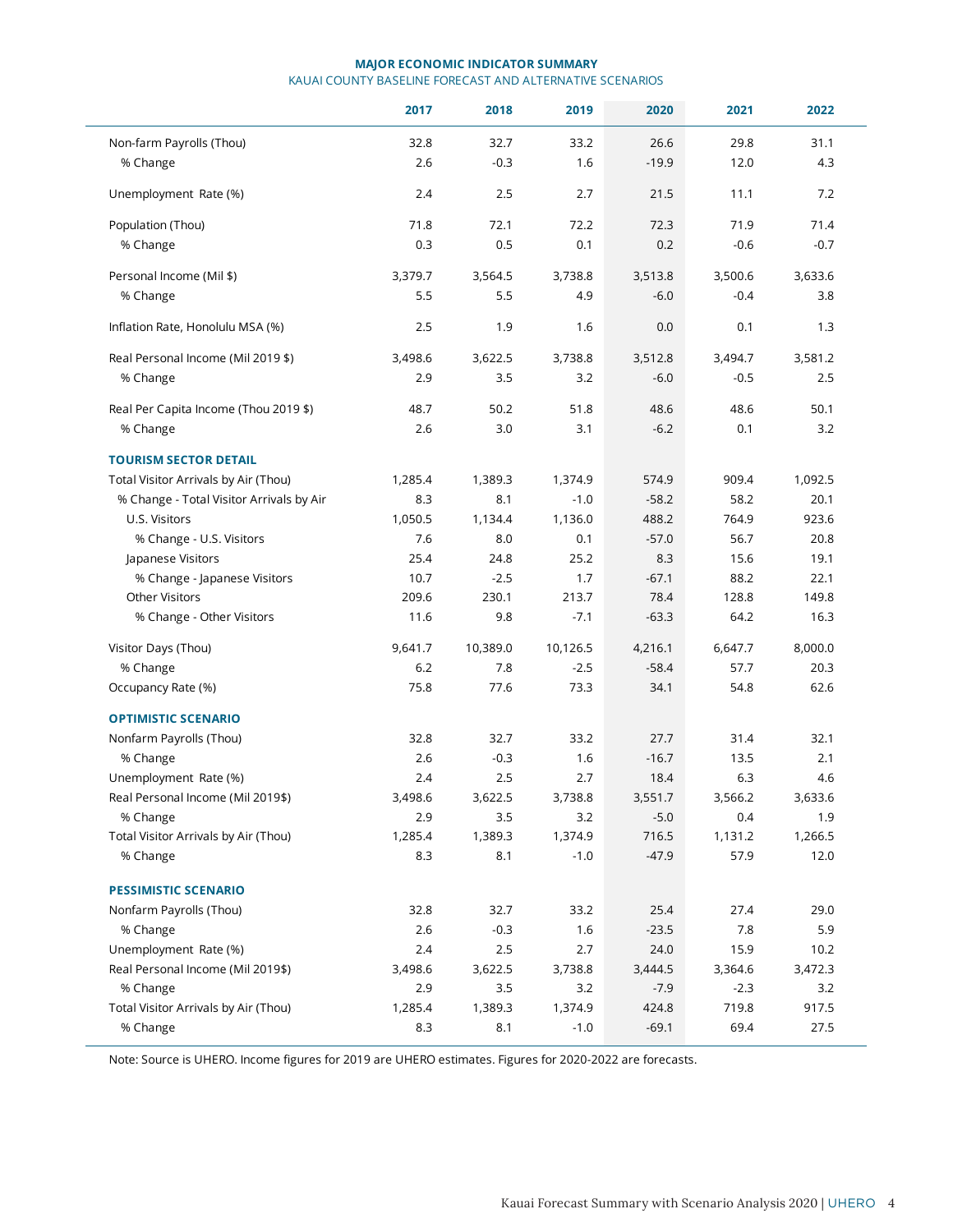**MAJOR ECONOMIC INDICATOR SUMMARY**

KAUAI COUNTY BASELINE FORECAST AND ALTERNATIVE SCENARIOS

| | 2017 | 2018 | 2019 | 2020 | 2021 | 2022 |
|---|---|---|---|---|---|---|
| Non-farm Payrolls (Thou) | 32.8 | 32.7 | 33.2 | 26.6 | 29.8 | 31.1 |
| % Change | 2.6 | -0.3 | 1.6 | -19.9 | 12.0 | 4.3 |
| Unemployment Rate (%) | 2.4 | 2.5 | 2.7 | 21.5 | 11.1 | 7.2 |
| Population (Thou) | 71.8 | 72.1 | 72.2 | 72.3 | 71.9 | 71.4 |
| % Change | 0.3 | 0.5 | 0.1 | 0.2 | -0.6 | -0.7 |
| Personal Income (Mil $) | 3,379.7 | 3,564.5 | 3,738.8 | 3,513.8 | 3,500.6 | 3,633.6 |
| % Change | 5.5 | 5.5 | 4.9 | -6.0 | -0.4 | 3.8 |
| Inflation Rate, Honolulu MSA (%) | 2.5 | 1.9 | 1.6 | 0.0 | 0.1 | 1.3 |
| Real Personal Income (Mil 2019 $) | 3,498.6 | 3,622.5 | 3,738.8 | 3,512.8 | 3,494.7 | 3,581.2 |
| % Change | 2.9 | 3.5 | 3.2 | -6.0 | -0.5 | 2.5 |
| Real Per Capita Income (Thou 2019 $) | 48.7 | 50.2 | 51.8 | 48.6 | 48.6 | 50.1 |
| % Change | 2.6 | 3.0 | 3.1 | -6.2 | 0.1 | 3.2 |
| **TOURISM SECTOR DETAIL** | | | | | | |
| Total Visitor Arrivals by Air (Thou) | 1,285.4 | 1,389.3 | 1,374.9 | 574.9 | 909.4 | 1,092.5 |
| % Change - Total Visitor Arrivals by Air | 8.3 | 8.1 | -1.0 | -58.2 | 58.2 | 20.1 |
| U.S. Visitors | 1,050.5 | 1,134.4 | 1,136.0 | 488.2 | 764.9 | 923.6 |
| % Change - U.S. Visitors | 7.6 | 8.0 | 0.1 | -57.0 | 56.7 | 20.8 |
| Japanese Visitors | 25.4 | 24.8 | 25.2 | 8.3 | 15.6 | 19.1 |
| % Change - Japanese Visitors | 10.7 | -2.5 | 1.7 | -67.1 | 88.2 | 22.1 |
| Other Visitors | 209.6 | 230.1 | 213.7 | 78.4 | 128.8 | 149.8 |
| % Change - Other Visitors | 11.6 | 9.8 | -7.1 | -63.3 | 64.2 | 16.3 |
| Visitor Days (Thou) | 9,641.7 | 10,389.0 | 10,126.5 | 4,216.1 | 6,647.7 | 8,000.0 |
| % Change | 6.2 | 7.8 | -2.5 | -58.4 | 57.7 | 20.3 |
| Occupancy Rate (%) | 75.8 | 77.6 | 73.3 | 34.1 | 54.8 | 62.6 |
| **OPTIMISTIC SCENARIO** | | | | | | |
| Nonfarm Payrolls (Thou) | 32.8 | 32.7 | 33.2 | 27.7 | 31.4 | 32.1 |
| % Change | 2.6 | -0.3 | 1.6 | -16.7 | 13.5 | 2.1 |
| Unemployment Rate (%) | 2.4 | 2.5 | 2.7 | 18.4 | 6.3 | 4.6 |
| Real Personal Income (Mil 2019$) | 3,498.6 | 3,622.5 | 3,738.8 | 3,551.7 | 3,566.2 | 3,633.6 |
| % Change | 2.9 | 3.5 | 3.2 | -5.0 | 0.4 | 1.9 |
| Total Visitor Arrivals by Air (Thou) | 1,285.4 | 1,389.3 | 1,374.9 | 716.5 | 1,131.2 | 1,266.5 |
| % Change | 8.3 | 8.1 | -1.0 | -47.9 | 57.9 | 12.0 |
| **PESSIMISTIC SCENARIO** | | | | | | |
| Nonfarm Payrolls (Thou) | 32.8 | 32.7 | 33.2 | 25.4 | 27.4 | 29.0 |
| % Change | 2.6 | -0.3 | 1.6 | -23.5 | 7.8 | 5.9 |
| Unemployment Rate (%) | 2.4 | 2.5 | 2.7 | 24.0 | 15.9 | 10.2 |
| Real Personal Income (Mil 2019$) | 3,498.6 | 3,622.5 | 3,738.8 | 3,444.5 | 3,364.6 | 3,472.3 |
| % Change | 2.9 | 3.5 | 3.2 | -7.9 | -2.3 | 3.2 |
| Total Visitor Arrivals by Air (Thou) | 1,285.4 | 1,389.3 | 1,374.9 | 424.8 | 719.8 | 917.5 |
| % Change | 8.3 | 8.1 | -1.0 | -69.1 | 69.4 | 27.5 |

Note: Source is UHERO. Income figures for 2019 are UHERO estimates. Figures for 2020-2022 are forecasts.